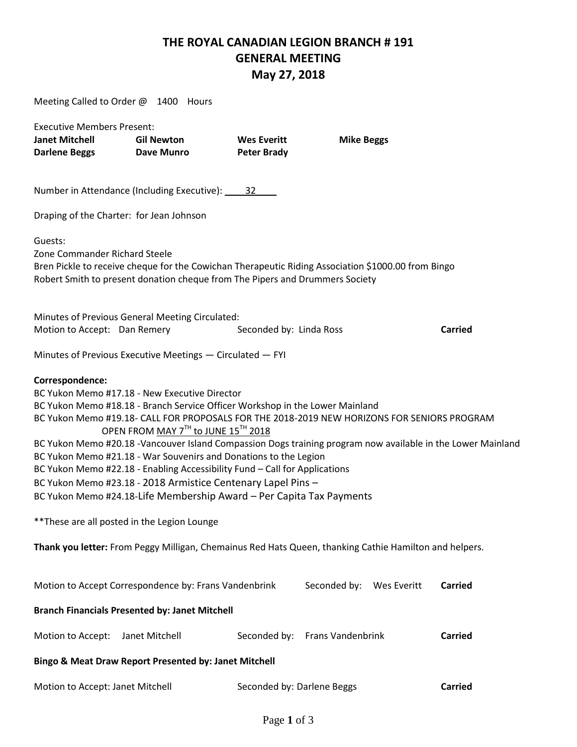# THE ROYAL CANADIAN LEGION BRANCH # 191
## GENERAL MEETING
## May 27, 2018

Meeting Called to Order @ 1400 Hours

Executive Members Present:

| | | | |
|---|---|---|---|
| **Janet Mitchell** | **Gil Newton** | **Wes Everitt** | **Mike Beggs** |
| **Darlene Beggs** | **Dave Munro** | **Peter Brady** | |

Number in Attendance (Including Executive): 32

Draping of the Charter: for Jean Johnson

Guests:
Zone Commander Richard Steele
Bren Pickle to receive cheque for the Cowichan Therapeutic Riding Association $1000.00 from Bingo
Robert Smith to present donation cheque from The Pipers and Drummers Society

Minutes of Previous General Meeting Circulated:
Motion to Accept: Dan Remery Seconded by: Linda Ross **Carried**

Minutes of Previous Executive Meetings — Circulated — FYI

**Correspondence:**
BC Yukon Memo #17.18 - New Executive Director
BC Yukon Memo #18.18 - Branch Service Officer Workshop in the Lower Mainland
BC Yukon Memo #19.18- CALL FOR PROPOSALS FOR THE 2018-2019 NEW HORIZONS FOR SENIORS PROGRAM OPEN FROM MAY 7TH to JUNE 15TH 2018
BC Yukon Memo #20.18 -Vancouver Island Compassion Dogs training program now available in the Lower Mainland
BC Yukon Memo #21.18 - War Souvenirs and Donations to the Legion
BC Yukon Memo #22.18 - Enabling Accessibility Fund – Call for Applications
BC Yukon Memo #23.18 - 2018 Armistice Centenary Lapel Pins –
BC Yukon Memo #24.18-Life Membership Award – Per Capita Tax Payments

**These are all posted in the Legion Lounge

**Thank you letter:** From Peggy Milligan, Chemainus Red Hats Queen, thanking Cathie Hamilton and helpers.

Motion to Accept Correspondence by: Frans Vandenbrink Seconded by: Wes Everitt **Carried**

**Branch Financials Presented by: Janet Mitchell**

Motion to Accept: Janet Mitchell Seconded by: Frans Vandenbrink **Carried**

**Bingo & Meat Draw Report Presented by: Janet Mitchell**

Motion to Accept: Janet Mitchell Seconded by: Darlene Beggs **Carried**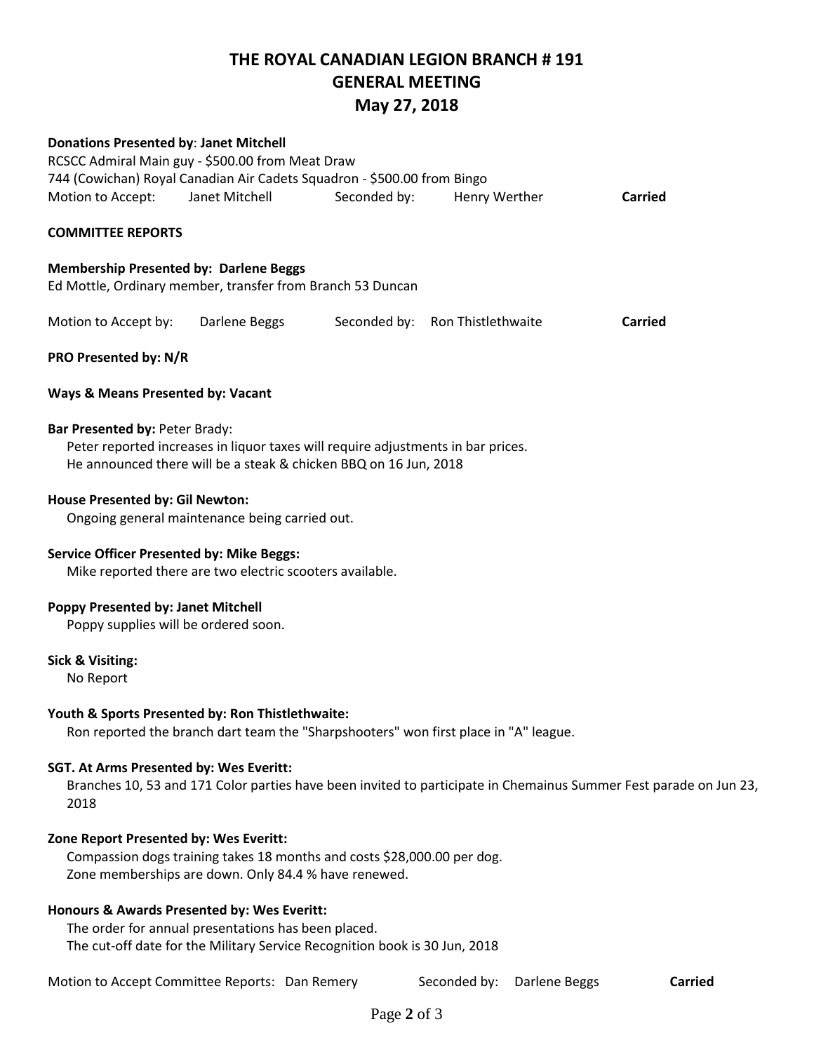# THE ROYAL CANADIAN LEGION BRANCH # 191
## GENERAL MEETING
## May 27, 2018

**Donations Presented by**: **Janet Mitchell**

RCSCC Admiral Main guy - $500.00 from Meat Draw
744 (Cowichan) Royal Canadian Air Cadets Squadron - $500.00 from Bingo

Motion to Accept: Janet Mitchell Seconded by: Henry Werther **Carried**

**COMMITTEE REPORTS**

**Membership Presented by: Darlene Beggs**

Ed Mottle, Ordinary member, transfer from Branch 53 Duncan

Motion to Accept by: Darlene Beggs Seconded by: Ron Thistlethwaite **Carried**

**PRO Presented by: N/R**

**Ways & Means Presented by: Vacant**

**Bar Presented by:** Peter Brady:

Peter reported increases in liquor taxes will require adjustments in bar prices.
He announced there will be a steak & chicken BBQ on 16 Jun, 2018

**House Presented by: Gil Newton:**

Ongoing general maintenance being carried out.

**Service Officer Presented by: Mike Beggs:**

Mike reported there are two electric scooters available.

**Poppy Presented by: Janet Mitchell**

Poppy supplies will be ordered soon.

**Sick & Visiting:**

No Report

**Youth & Sports Presented by: Ron Thistlethwaite:**

Ron reported the branch dart team the "Sharpshooters" won first place in "A" league.

**SGT. At Arms Presented by: Wes Everitt:**

Branches 10, 53 and 171 Color parties have been invited to participate in Chemainus Summer Fest parade on Jun 23, 2018

**Zone Report Presented by: Wes Everitt:**

Compassion dogs training takes 18 months and costs $28,000.00 per dog.
Zone memberships are down. Only 84.4 % have renewed.

**Honours & Awards Presented by: Wes Everitt:**

The order for annual presentations has been placed.
The cut-off date for the Military Service Recognition book is 30 Jun, 2018

Motion to Accept Committee Reports: Dan Remery Seconded by: Darlene Beggs **Carried**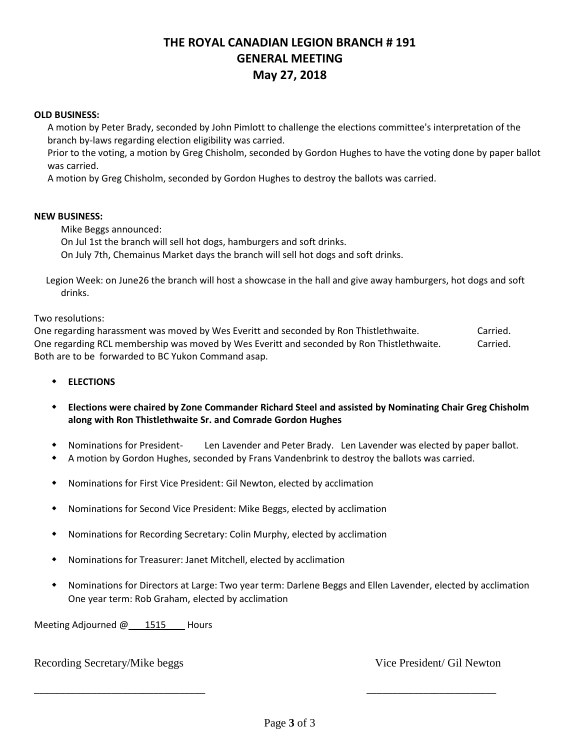# THE ROYAL CANADIAN LEGION BRANCH # 191
## GENERAL MEETING
## May 27, 2018

**OLD BUSINESS:**

A motion by Peter Brady, seconded by John Pimlott to challenge the elections committee's interpretation of the branch by-laws regarding election eligibility was carried.

Prior to the voting, a motion by Greg Chisholm, seconded by Gordon Hughes to have the voting done by paper ballot was carried.

A motion by Greg Chisholm, seconded by Gordon Hughes to destroy the ballots was carried.

**NEW BUSINESS:**

Mike Beggs announced:

On Jul 1st the branch will sell hot dogs, hamburgers and soft drinks.

On July 7th, Chemainus Market days the branch will sell hot dogs and soft drinks.

Legion Week: on June26 the branch will host a showcase in the hall and give away hamburgers, hot dogs and soft drinks.

Two resolutions:

One regarding harassment was moved by Wes Everitt and seconded by Ron Thistlethwaite. Carried.

One regarding RCL membership was moved by Wes Everitt and seconded by Ron Thistlethwaite. Carried.

Both are to be forwarded to BC Yukon Command asap.

- **ELECTIONS**
- **Elections were chaired by Zone Commander Richard Steel and assisted by Nominating Chair Greg Chisholm along with Ron Thistlethwaite Sr. and Comrade Gordon Hughes**
- Nominations for President- Len Lavender and Peter Brady. Len Lavender was elected by paper ballot.
- A motion by Gordon Hughes, seconded by Frans Vandenbrink to destroy the ballots was carried.
- Nominations for First Vice President: Gil Newton, elected by acclimation
- Nominations for Second Vice President: Mike Beggs, elected by acclimation
- Nominations for Recording Secretary: Colin Murphy, elected by acclimation
- Nominations for Treasurer: Janet Mitchell, elected by acclimation
- Nominations for Directors at Large: Two year term: Darlene Beggs and Ellen Lavender, elected by acclimation
  One year term: Rob Graham, elected by acclimation

Meeting Adjourned @ 1515 Hours

Recording Secretary/Mike beggs Vice President/ Gil Newton

_______________________________ _______________________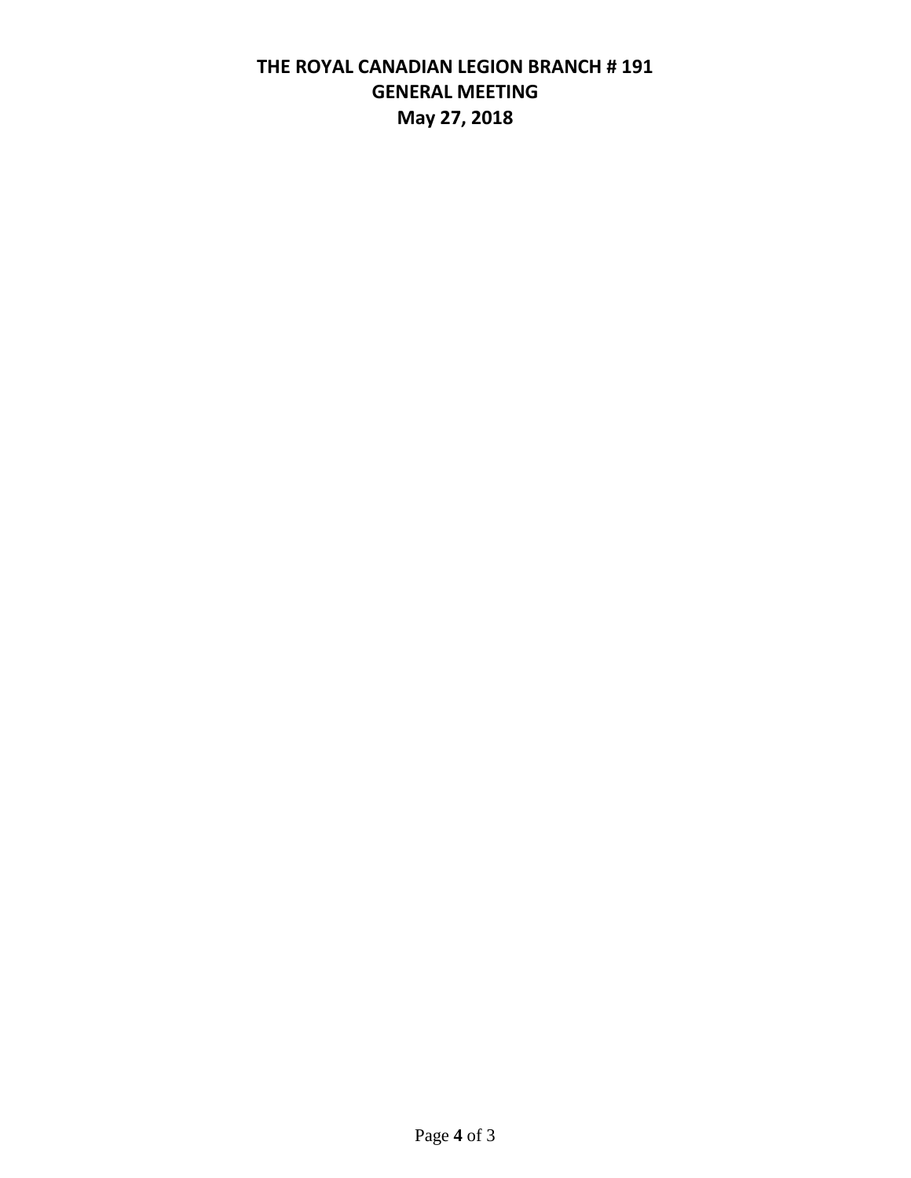**THE ROYAL CANADIAN LEGION BRANCH # 191**
**GENERAL MEETING**
**May 27, 2018**